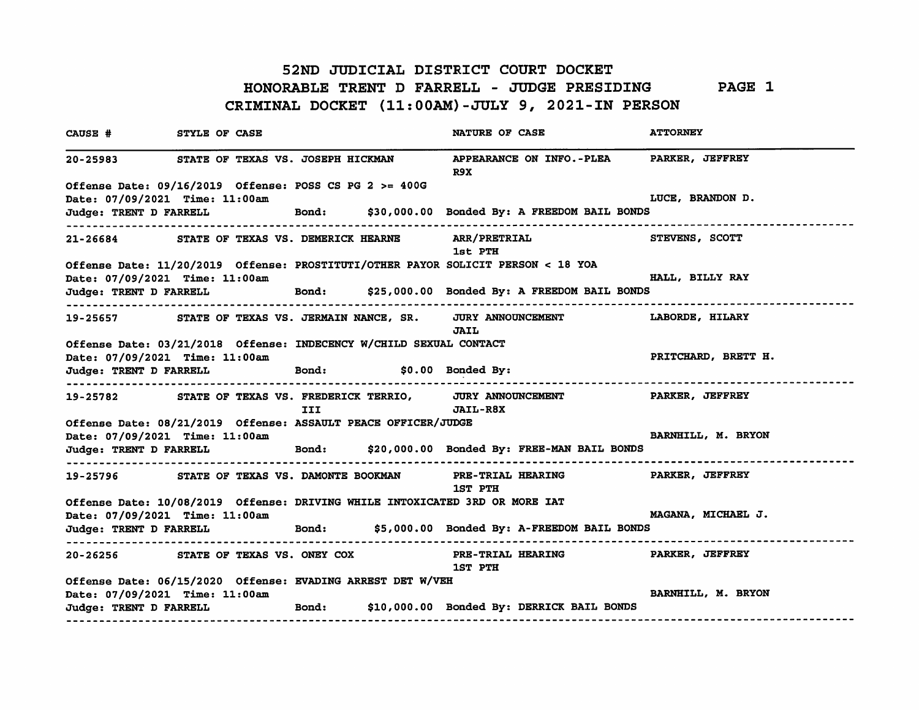# 52ND JUDICIAL DISTRICT COURT DOCKET

## HONORABLE TRENT D FARRELL - JUDGE PRESIDING

## CRIMINAL DOCKET (11:00AM)-JULY 9, 2021-IN PERSON

| CAUSE # | STYLE OF CASE | NATURE OF CASE | ATTORNEY |
|---|---|---|---|
| 20-25983 | STATE OF TEXAS VS. JOSEPH HICKMAN | APPEARANCE ON INFO.-PLEA R9X | PARKER, JEFFREY |

Offense Date: 09/16/2019 Offense: POSS CS PG 2 >= 400G
Date: 07/09/2021 Time: 11:00am — LUCE, BRANDON D.
Judge: TRENT D FARRELL Bond: $30,000.00 Bonded By: A FREEDOM BAIL BONDS

---

| CAUSE # | STYLE OF CASE | NATURE OF CASE | ATTORNEY |
|---|---|---|---|
| 21-26684 | STATE OF TEXAS VS. DEMERICK HEARNE | ARR/PRETRIAL 1st PTH | STEVENS, SCOTT |

Offense Date: 11/20/2019 Offense: PROSTITUTI/OTHER PAYOR SOLICIT PERSON < 18 YOA
Date: 07/09/2021 Time: 11:00am — HALL, BILLY RAY
Judge: TRENT D FARRELL Bond: $25,000.00 Bonded By: A FREEDOM BAIL BONDS

---

| CAUSE # | STYLE OF CASE | NATURE OF CASE | ATTORNEY |
|---|---|---|---|
| 19-25657 | STATE OF TEXAS VS. JERMAIN NANCE, SR. | JURY ANNOUNCEMENT JAIL | LABORDE, HILARY |

Offense Date: 03/21/2018 Offense: INDECENCY W/CHILD SEXUAL CONTACT
Date: 07/09/2021 Time: 11:00am — PRITCHARD, BRETT H.
Judge: TRENT D FARRELL Bond: $0.00 Bonded By:

---

| CAUSE # | STYLE OF CASE | NATURE OF CASE | ATTORNEY |
|---|---|---|---|
| 19-25782 | STATE OF TEXAS VS. FREDERICK TERRIO, III | JURY ANNOUNCEMENT JAIL-R8X | PARKER, JEFFREY |

Offense Date: 08/21/2019 Offense: ASSAULT PEACE OFFICER/JUDGE
Date: 07/09/2021 Time: 11:00am — BARNHILL, M. BRYON
Judge: TRENT D FARRELL Bond: $20,000.00 Bonded By: FREE-MAN BAIL BONDS

---

| CAUSE # | STYLE OF CASE | NATURE OF CASE | ATTORNEY |
|---|---|---|---|
| 19-25796 | STATE OF TEXAS VS. DAMONTE BOOKMAN | PRE-TRIAL HEARING 1ST PTH | PARKER, JEFFREY |

Offense Date: 10/08/2019 Offense: DRIVING WHILE INTOXICATED 3RD OR MORE IAT
Date: 07/09/2021 Time: 11:00am — MAGANA, MICHAEL J.
Judge: TRENT D FARRELL Bond: $5,000.00 Bonded By: A-FREEDOM BAIL BONDS

---

| CAUSE # | STYLE OF CASE | NATURE OF CASE | ATTORNEY |
|---|---|---|---|
| 20-26256 | STATE OF TEXAS VS. ONEY COX | PRE-TRIAL HEARING 1ST PTH | PARKER, JEFFREY |

Offense Date: 06/15/2020 Offense: EVADING ARREST DET W/VEH
Date: 07/09/2021 Time: 11:00am — BARNHILL, M. BRYON
Judge: TRENT D FARRELL Bond: $10,000.00 Bonded By: DERRICK BAIL BONDS

---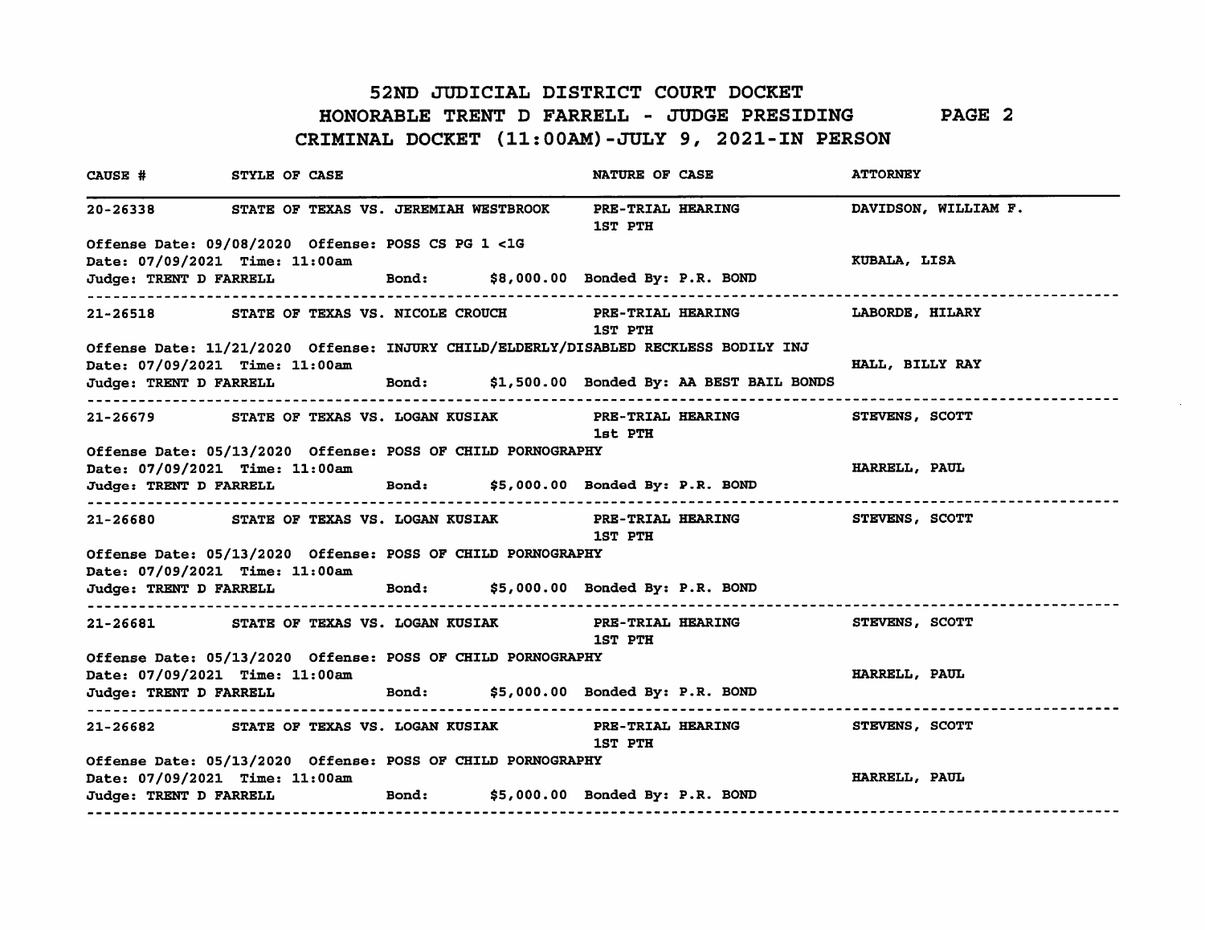# 52ND JUDICIAL DISTRICT COURT DOCKET

## HONORABLE TRENT D FARRELL - JUDGE PRESIDING

## CRIMINAL DOCKET (11:00AM)-JULY 9, 2021-IN PERSON

| CAUSE # | STYLE OF CASE | NATURE OF CASE | ATTORNEY |
|---|---|---|---|
| 20-26338 | STATE OF TEXAS VS. JEREMIAH WESTBROOK | PRE-TRIAL HEARING 1ST PTH | DAVIDSON, WILLIAM F. |

Offense Date: 09/08/2020 Offense: POSS CS PG 1 <1G
Date: 07/09/2021 Time: 11:00am — KUBALA, LISA
Judge: TRENT D FARRELL Bond: $8,000.00 Bonded By: P.R. BOND

---

| CAUSE # | STYLE OF CASE | NATURE OF CASE | ATTORNEY |
|---|---|---|---|
| 21-26518 | STATE OF TEXAS VS. NICOLE CROUCH | PRE-TRIAL HEARING 1ST PTH | LABORDE, HILARY |

Offense Date: 11/21/2020 Offense: INJURY CHILD/ELDERLY/DISABLED RECKLESS BODILY INJ
Date: 07/09/2021 Time: 11:00am — HALL, BILLY RAY
Judge: TRENT D FARRELL Bond: $1,500.00 Bonded By: AA BEST BAIL BONDS

---

| CAUSE # | STYLE OF CASE | NATURE OF CASE | ATTORNEY |
|---|---|---|---|
| 21-26679 | STATE OF TEXAS VS. LOGAN KUSIAK | PRE-TRIAL HEARING 1st PTH | STEVENS, SCOTT |

Offense Date: 05/13/2020 Offense: POSS OF CHILD PORNOGRAPHY
Date: 07/09/2021 Time: 11:00am — HARRELL, PAUL
Judge: TRENT D FARRELL Bond: $5,000.00 Bonded By: P.R. BOND

---

| CAUSE # | STYLE OF CASE | NATURE OF CASE | ATTORNEY |
|---|---|---|---|
| 21-26680 | STATE OF TEXAS VS. LOGAN KUSIAK | PRE-TRIAL HEARING 1ST PTH | STEVENS, SCOTT |

Offense Date: 05/13/2020 Offense: POSS OF CHILD PORNOGRAPHY
Date: 07/09/2021 Time: 11:00am
Judge: TRENT D FARRELL Bond: $5,000.00 Bonded By: P.R. BOND

---

| CAUSE # | STYLE OF CASE | NATURE OF CASE | ATTORNEY |
|---|---|---|---|
| 21-26681 | STATE OF TEXAS VS. LOGAN KUSIAK | PRE-TRIAL HEARING 1ST PTH | STEVENS, SCOTT |

Offense Date: 05/13/2020 Offense: POSS OF CHILD PORNOGRAPHY
Date: 07/09/2021 Time: 11:00am — HARRELL, PAUL
Judge: TRENT D FARRELL Bond: $5,000.00 Bonded By: P.R. BOND

---

| CAUSE # | STYLE OF CASE | NATURE OF CASE | ATTORNEY |
|---|---|---|---|
| 21-26682 | STATE OF TEXAS VS. LOGAN KUSIAK | PRE-TRIAL HEARING 1ST PTH | STEVENS, SCOTT |

Offense Date: 05/13/2020 Offense: POSS OF CHILD PORNOGRAPHY
Date: 07/09/2021 Time: 11:00am — HARRELL, PAUL
Judge: TRENT D FARRELL Bond: $5,000.00 Bonded By: P.R. BOND

---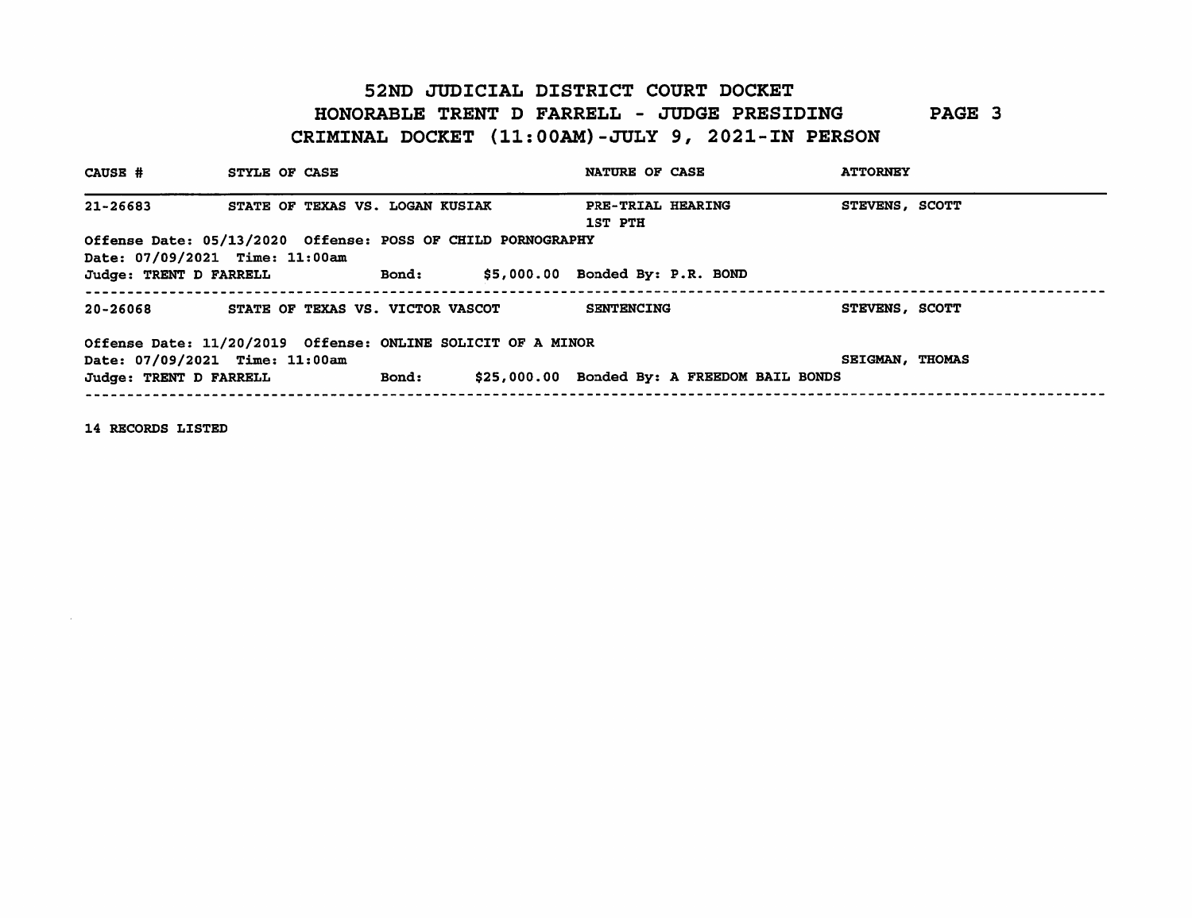# 52ND JUDICIAL DISTRICT COURT DOCKET

## HONORABLE TRENT D FARRELL - JUDGE PRESIDING

## CRIMINAL DOCKET (11:00AM)-JULY 9, 2021-IN PERSON

| CAUSE # | STYLE OF CASE | NATURE OF CASE | ATTORNEY |
|---|---|---|---|
| 21-26683 | STATE OF TEXAS VS. LOGAN KUSIAK | PRE-TRIAL HEARING 1ST PTH | STEVENS, SCOTT |

Offense Date: 05/13/2020 Offense: POSS OF CHILD PORNOGRAPHY
Date: 07/09/2021 Time: 11:00am
Judge: TRENT D FARRELL Bond: $5,000.00 Bonded By: P.R. BOND

---

| CAUSE # | STYLE OF CASE | NATURE OF CASE | ATTORNEY |
|---|---|---|---|
| 20-26068 | STATE OF TEXAS VS. VICTOR VASCOT | SENTENCING | STEVENS, SCOTT |

Offense Date: 11/20/2019 Offense: ONLINE SOLICIT OF A MINOR
Date: 07/09/2021 Time: 11:00am SEIGMAN, THOMAS
Judge: TRENT D FARRELL Bond: $25,000.00 Bonded By: A FREEDOM BAIL BONDS

---

14 RECORDS LISTED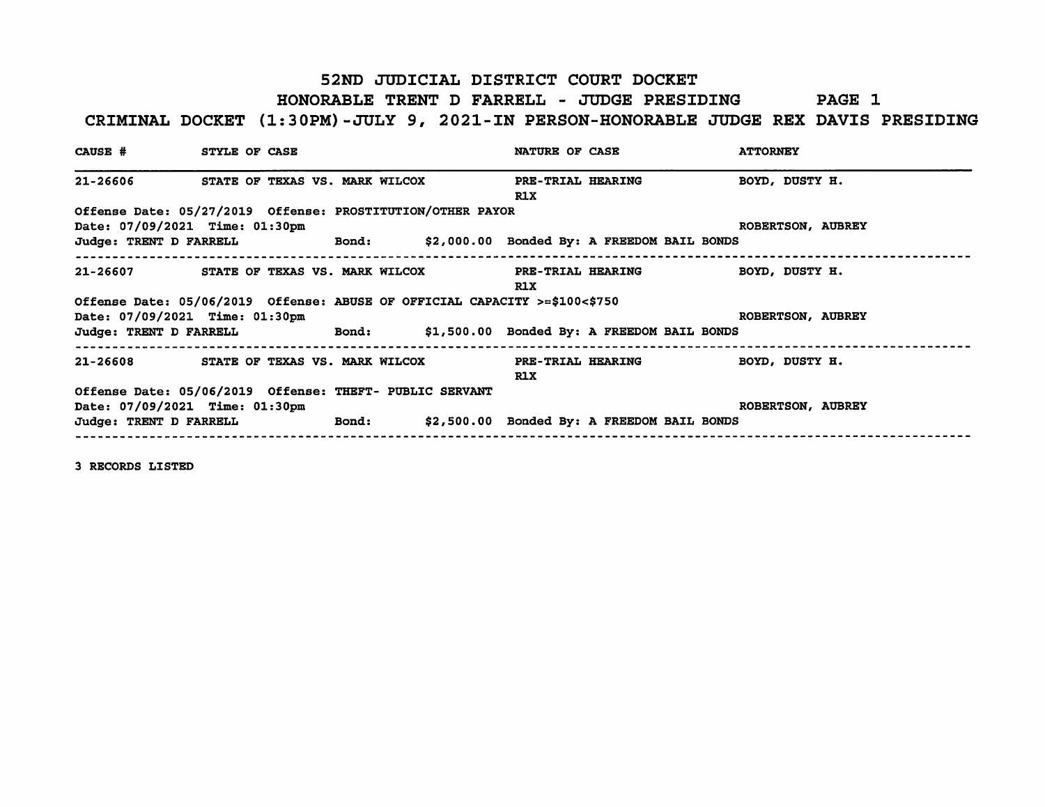# 52ND JUDICIAL DISTRICT COURT DOCKET

## HONORABLE TRENT D FARRELL - JUDGE PRESIDING PAGE 1

## CRIMINAL DOCKET (1:30PM)-JULY 9, 2021-IN PERSON-HONORABLE JUDGE REX DAVIS PRESIDING

| CAUSE # | STYLE OF CASE | NATURE OF CASE | ATTORNEY |
|---|---|---|---|
| 21-26606 | STATE OF TEXAS VS. MARK WILCOX | PRE-TRIAL HEARING R1X | BOYD, DUSTY H. |

Offense Date: 05/27/2019 Offense: PROSTITUTION/OTHER PAYOR
Date: 07/09/2021 Time: 01:30pm ROBERTSON, AUBREY
Judge: TRENT D FARRELL Bond: $2,000.00 Bonded By: A FREEDOM BAIL BONDS

---

| CAUSE # | STYLE OF CASE | NATURE OF CASE | ATTORNEY |
|---|---|---|---|
| 21-26607 | STATE OF TEXAS VS. MARK WILCOX | PRE-TRIAL HEARING R1X | BOYD, DUSTY H. |

Offense Date: 05/06/2019 Offense: ABUSE OF OFFICIAL CAPACITY >=$100<$750
Date: 07/09/2021 Time: 01:30pm ROBERTSON, AUBREY
Judge: TRENT D FARRELL Bond: $1,500.00 Bonded By: A FREEDOM BAIL BONDS

---

| CAUSE # | STYLE OF CASE | NATURE OF CASE | ATTORNEY |
|---|---|---|---|
| 21-26608 | STATE OF TEXAS VS. MARK WILCOX | PRE-TRIAL HEARING R1X | BOYD, DUSTY H. |

Offense Date: 05/06/2019 Offense: THEFT- PUBLIC SERVANT
Date: 07/09/2021 Time: 01:30pm ROBERTSON, AUBREY
Judge: TRENT D FARRELL Bond: $2,500.00 Bonded By: A FREEDOM BAIL BONDS

---

3 RECORDS LISTED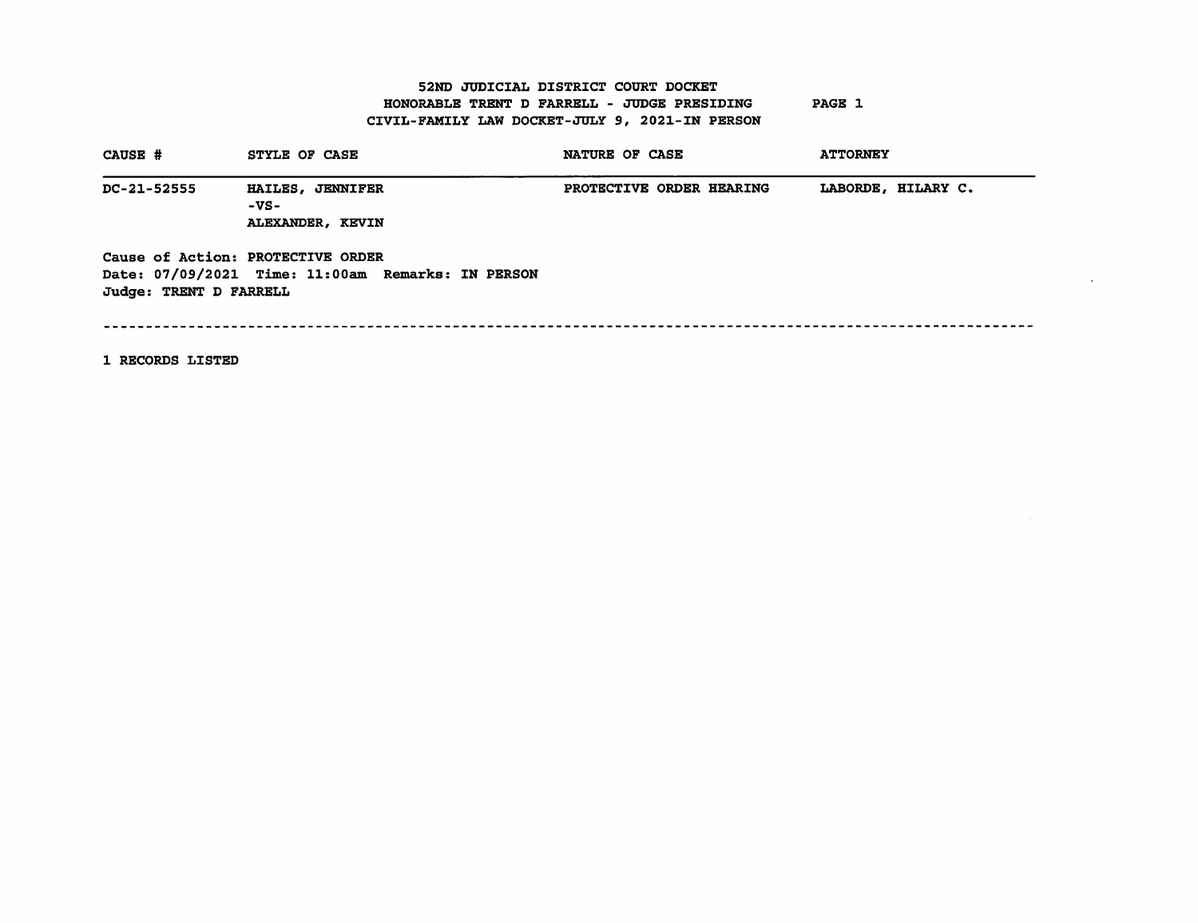52ND JUDICIAL DISTRICT COURT DOCKET
HONORABLE TRENT D FARRELL - JUDGE PRESIDING PAGE 1
CIVIL-FAMILY LAW DOCKET-JULY 9, 2021-IN PERSON

| CAUSE # | STYLE OF CASE | NATURE OF CASE | ATTORNEY |
|---|---|---|---|
| DC-21-52555 | HAILES, JENNIFER<br>-VS-<br>ALEXANDER, KEVIN | PROTECTIVE ORDER HEARING | LABORDE, HILARY C. |

Cause of Action: PROTECTIVE ORDER
Date: 07/09/2021 Time: 11:00am Remarks: IN PERSON
Judge: TRENT D FARRELL

---

1 RECORDS LISTED